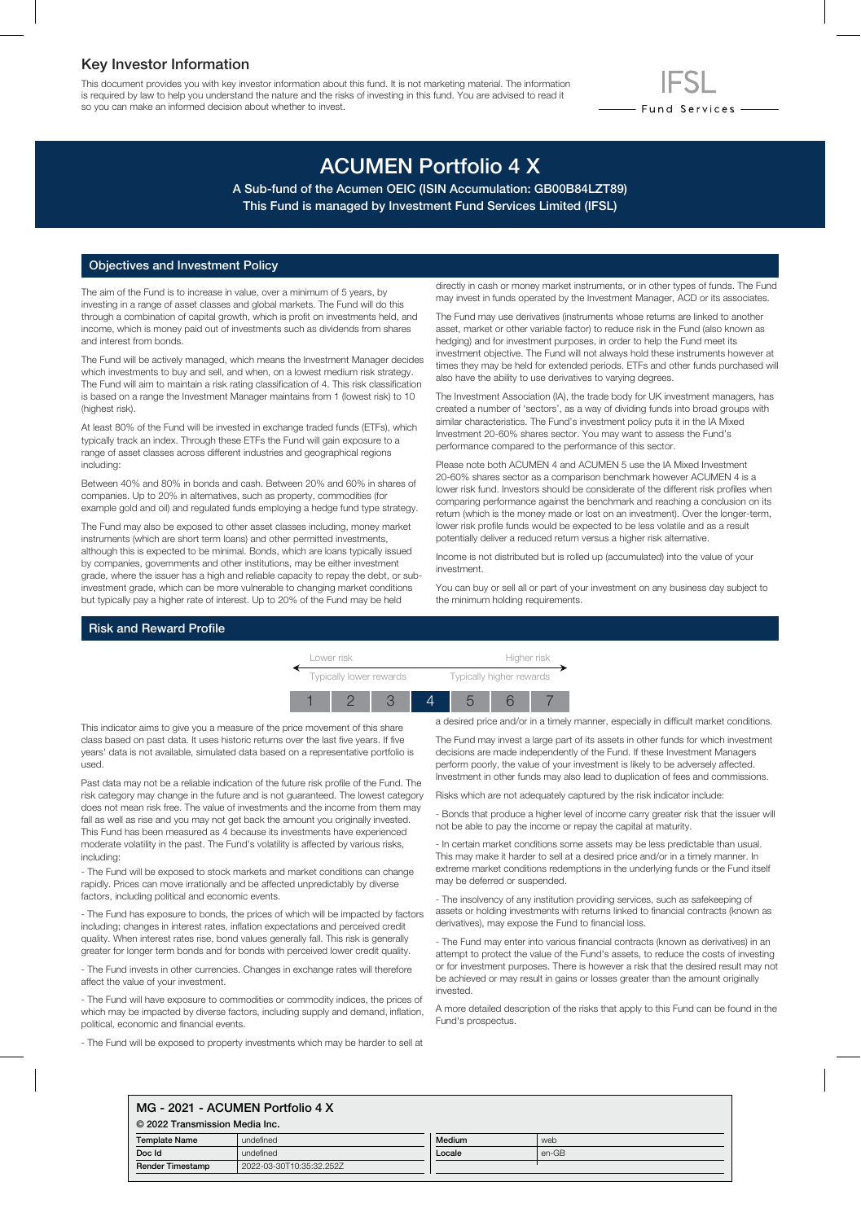## Key Investor Information

This document provides you with key investor information about this fund. It is not marketing material. The information is required by law to help you understand the nature and the risks of investing in this fund. You are advised to read it so you can make an informed decision about whether to invest.

IFSL Fund Services

# ACUMEN Portfolio 4 X

**A Sub-fund of the Acumen OEIC (ISIN Accumulation: GB00B84LZT89)**
**This Fund is managed by Investment Fund Services Limited (IFSL)**

## Objectives and Investment Policy

The aim of the Fund is to increase in value, over a minimum of 5 years, by investing in a range of asset classes and global markets. The Fund will do this through a combination of capital growth, which is profit on investments held, and income, which is money paid out of investments such as dividends from shares and interest from bonds.

The Fund will be actively managed, which means the Investment Manager decides which investments to buy and sell, and when, on a lowest medium risk strategy. The Fund will aim to maintain a risk rating classification of 4. This risk classification is based on a range the Investment Manager maintains from 1 (lowest risk) to 10 (highest risk).

At least 80% of the Fund will be invested in exchange traded funds (ETFs), which typically track an index. Through these ETFs the Fund will gain exposure to a range of asset classes across different industries and geographical regions including:

Between 40% and 80% in bonds and cash. Between 20% and 60% in shares of companies. Up to 20% in alternatives, such as property, commodities (for example gold and oil) and regulated funds employing a hedge fund type strategy.

The Fund may also be exposed to other asset classes including, money market instruments (which are short term loans) and other permitted investments, although this is expected to be minimal. Bonds, which are loans typically issued by companies, governments and other institutions, may be either investment grade, where the issuer has a high and reliable capacity to repay the debt, or sub-investment grade, which can be more vulnerable to changing market conditions but typically pay a higher rate of interest. Up to 20% of the Fund may be held directly in cash or money market instruments, or in other types of funds. The Fund may invest in funds operated by the Investment Manager, ACD or its associates.

The Fund may use derivatives (instruments whose returns are linked to another asset, market or other variable factor) to reduce risk in the Fund (also known as hedging) and for investment purposes, in order to help the Fund meet its investment objective. The Fund will not always hold these instruments however at times they may be held for extended periods. ETFs and other funds purchased will also have the ability to use derivatives to varying degrees.

The Investment Association (IA), the trade body for UK investment managers, has created a number of 'sectors', as a way of dividing funds into broad groups with similar characteristics. The Fund's investment policy puts it in the IA Mixed Investment 20-60% shares sector. You may want to assess the Fund's performance compared to the performance of this sector.

Please note both ACUMEN 4 and ACUMEN 5 use the IA Mixed Investment 20-60% shares sector as a comparison benchmark however ACUMEN 4 is a lower risk fund. Investors should be considerate of the different risk profiles when comparing performance against the benchmark and reaching a conclusion on its return (which is the money made or lost on an investment). Over the longer-term, lower risk profile funds would be expected to be less volatile and as a result potentially deliver a reduced return versus a higher risk alternative.

Income is not distributed but is rolled up (accumulated) into the value of your investment.

You can buy or sell all or part of your investment on any business day subject to the minimum holding requirements.

## Risk and Reward Profile

| Lower risk | | | | | | Higher risk |
|---|---|---|---|---|---|---|
| Typically lower rewards | | | | | | Typically higher rewards |
| 1 | 2 | 3 | **4** | 5 | 6 | 7 |

This indicator aims to give you a measure of the price movement of this share class based on past data. It uses historic returns over the last five years. If five years' data is not available, simulated data based on a representative portfolio is used.

Past data may not be a reliable indication of the future risk profile of the Fund. The risk category may change in the future and is not guaranteed. The lowest category does not mean risk free. The value of investments and the income from them may fall as well as rise and you may not get back the amount you originally invested. This Fund has been measured as 4 because its investments have experienced moderate volatility in the past. The Fund's volatility is affected by various risks, including:

- The Fund will be exposed to stock markets and market conditions can change rapidly. Prices can move irrationally and be affected unpredictably by diverse factors, including political and economic events.

- The Fund has exposure to bonds, the prices of which will be impacted by factors including; changes in interest rates, inflation expectations and perceived credit quality. When interest rates rise, bond values generally fall. This risk is generally greater for longer term bonds and for bonds with perceived lower credit quality.

- The Fund invests in other currencies. Changes in exchange rates will therefore affect the value of your investment.

- The Fund will have exposure to commodities or commodity indices, the prices of which may be impacted by diverse factors, including supply and demand, inflation, political, economic and financial events.

- The Fund will be exposed to property investments which may be harder to sell at a desired price and/or in a timely manner, especially in difficult market conditions.

The Fund may invest a large part of its assets in other funds for which investment decisions are made independently of the Fund. If these Investment Managers perform poorly, the value of your investment is likely to be adversely affected. Investment in other funds may also lead to duplication of fees and commissions.

Risks which are not adequately captured by the risk indicator include:

- Bonds that produce a higher level of income carry greater risk that the issuer will not be able to pay the income or repay the capital at maturity.

- In certain market conditions some assets may be less predictable than usual. This may make it harder to sell at a desired price and/or in a timely manner. In extreme market conditions redemptions in the underlying funds or the Fund itself may be deferred or suspended.

- The insolvency of any institution providing services, such as safekeeping of assets or holding investments with returns linked to financial contracts (known as derivatives), may expose the Fund to financial loss.

- The Fund may enter into various financial contracts (known as derivatives) in an attempt to protect the value of the Fund's assets, to reduce the costs of investing or for investment purposes. There is however a risk that the desired result may not be achieved or may result in gains or losses greater than the amount originally invested.

A more detailed description of the risks that apply to this Fund can be found in the Fund's prospectus.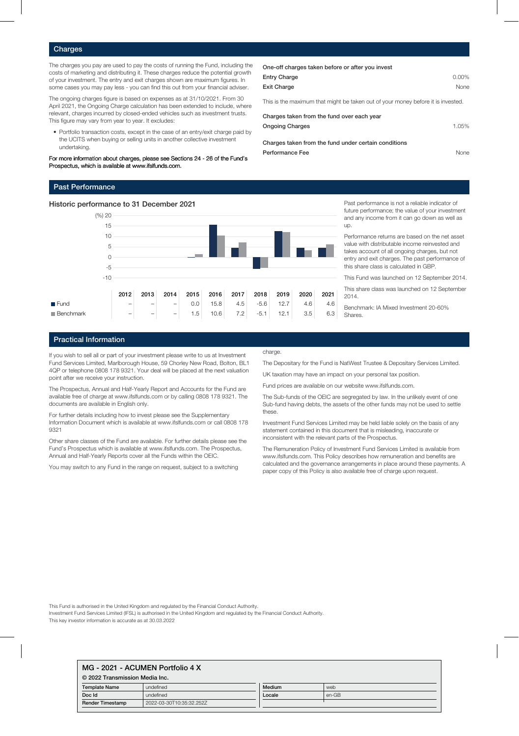## Charges

The charges you pay are used to pay the costs of running the Fund, including the costs of marketing and distributing it. These charges reduce the potential growth of your investment. The entry and exit charges shown are maximum figures. In some cases you may pay less - you can find this out from your financial adviser.

The ongoing charges figure is based on expenses as at 31/10/2021. From 30 April 2021, the Ongoing Charge calculation has been extended to include, where relevant, charges incurred by closed-ended vehicles such as investment trusts. This figure may vary from year to year. It excludes:

- Portfolio transaction costs, except in the case of an entry/exit charge paid by the UCITS when buying or selling units in another collective investment undertaking.

**For more information about charges, please see Sections 24 - 26 of the Fund's Prospectus, which is available at www.ifslfunds.com.**

| One-off charges taken before or after you invest | |
|---|---|
| **Entry Charge** | 0.00% |
| **Exit Charge** | None |

This is the maximum that might be taken out of your money before it is invested.

| Charges taken from the fund over each year | |
|---|---|
| **Ongoing Charges** | 1.05% |

| Charges taken from the fund under certain conditions | |
|---|---|
| **Performance Fee** | None |

## Past Performance

### Historic performance to 31 December 2021

(%) 20
15
10
5
0
-5
-10

| | 2012 | 2013 | 2014 | 2015 | 2016 | 2017 | 2018 | 2019 | 2020 | 2021 |
|---|---|---|---|---|---|---|---|---|---|---|
| Fund | – | – | – | 0.0 | 15.8 | 4.5 | -5.6 | 12.7 | 4.6 | 4.6 |
| Benchmark | – | – | – | 1.5 | 10.6 | 7.2 | -5.1 | 12.1 | 3.5 | 6.3 |

Past performance is not a reliable indicator of future performance; the value of your investment and any income from it can go down as well as up.

Performance returns are based on the net asset value with distributable income reinvested and takes account of all ongoing charges, but not entry and exit charges. The past performance of this share class is calculated in GBP.

This Fund was launched on 12 September 2014.

This share class was launched on 12 September 2014.

Benchmark: IA Mixed Investment 20-60% Shares.

## Practical Information

If you wish to sell all or part of your investment please write to us at Investment Fund Services Limited, Marlborough House, 59 Chorley New Road, Bolton, BL1 4QP or telephone 0808 178 9321. Your deal will be placed at the next valuation point after we receive your instruction.

The Prospectus, Annual and Half-Yearly Report and Accounts for the Fund are available free of charge at www.ifslfunds.com or by calling 0808 178 9321. The documents are available in English only.

For further details including how to invest please see the Supplementary Information Document which is available at www.ifslfunds.com or call 0808 178 9321

Other share classes of the Fund are available. For further details please see the Fund's Prospectus which is available at www.ifslfunds.com. The Prospectus, Annual and Half-Yearly Reports cover all the Funds within the OEIC.

You may switch to any Fund in the range on request, subject to a switching charge.

The Depositary for the Fund is NatWest Trustee & Depositary Services Limited.

UK taxation may have an impact on your personal tax position.

Fund prices are available on our website www.ifslfunds.com.

The Sub-funds of the OEIC are segregated by law. In the unlikely event of one Sub-fund having debts, the assets of the other funds may not be used to settle these.

Investment Fund Services Limited may be held liable solely on the basis of any statement contained in this document that is misleading, inaccurate or inconsistent with the relevant parts of the Prospectus.

The Remuneration Policy of Investment Fund Services Limited is available from www.ifslfunds.com. This Policy describes how remuneration and benefits are calculated and the governance arrangements in place around these payments. A paper copy of this Policy is also available free of charge upon request.

This Fund is authorised in the United Kingdom and regulated by the Financial Conduct Authority.
Investment Fund Services Limited (IFSL) is authorised in the United Kingdom and regulated by the Financial Conduct Authority.
This key investor information is accurate as at 30.03.2022